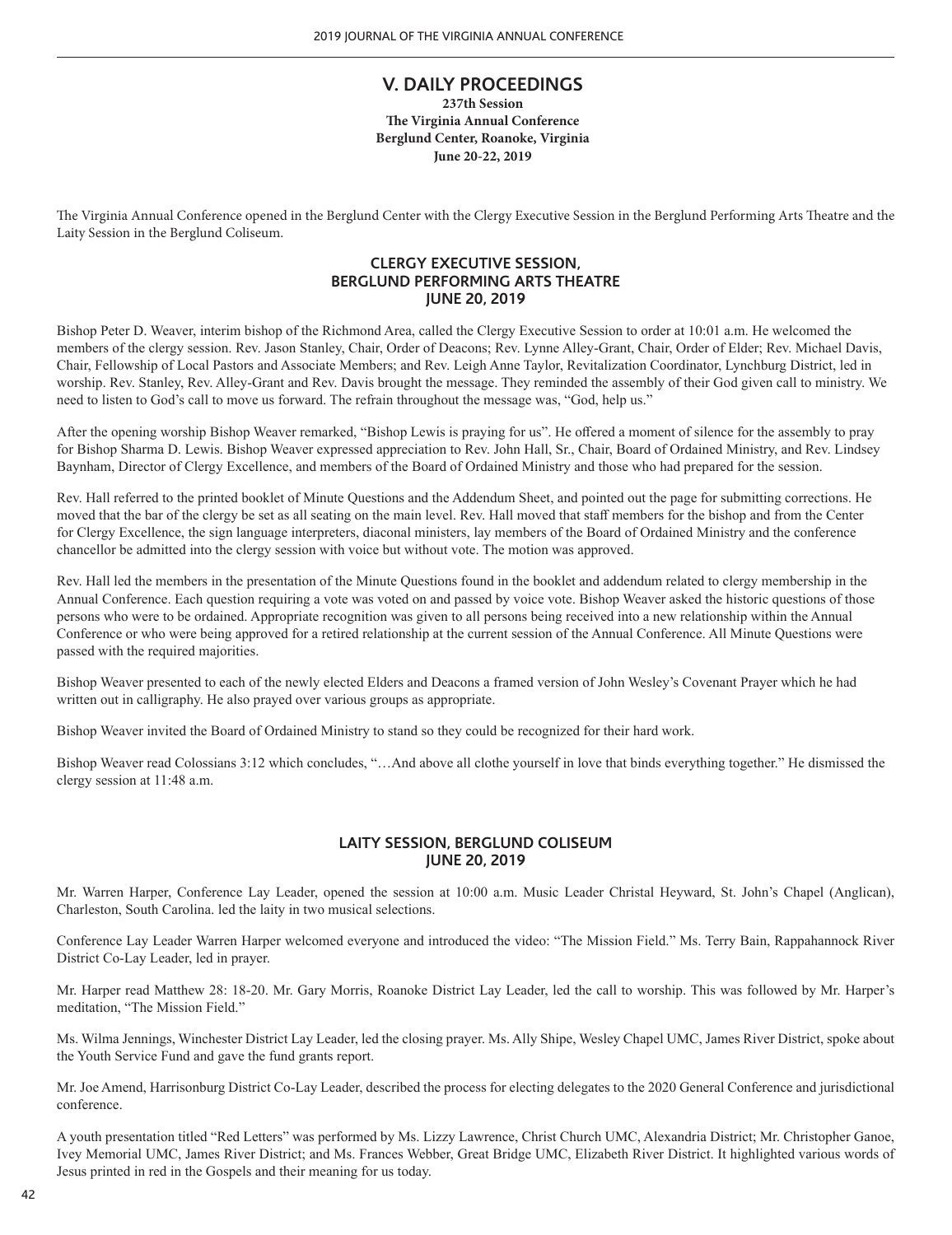# V. DAILY PROCEEDINGS

**237th Session**
**The Virginia Annual Conference**
**Berglund Center, Roanoke, Virginia**
**June 20-22, 2019**

The Virginia Annual Conference opened in the Berglund Center with the Clergy Executive Session in the Berglund Performing Arts Theatre and the Laity Session in the Berglund Coliseum.

## CLERGY EXECUTIVE SESSION, BERGLUND PERFORMING ARTS THEATRE JUNE 20, 2019

Bishop Peter D. Weaver, interim bishop of the Richmond Area, called the Clergy Executive Session to order at 10:01 a.m. He welcomed the members of the clergy session. Rev. Jason Stanley, Chair, Order of Deacons; Rev. Lynne Alley-Grant, Chair, Order of Elder; Rev. Michael Davis, Chair, Fellowship of Local Pastors and Associate Members; and Rev. Leigh Anne Taylor, Revitalization Coordinator, Lynchburg District, led in worship. Rev. Stanley, Rev. Alley-Grant and Rev. Davis brought the message. They reminded the assembly of their God given call to ministry. We need to listen to God's call to move us forward. The refrain throughout the message was, "God, help us."

After the opening worship Bishop Weaver remarked, "Bishop Lewis is praying for us". He offered a moment of silence for the assembly to pray for Bishop Sharma D. Lewis. Bishop Weaver expressed appreciation to Rev. John Hall, Sr., Chair, Board of Ordained Ministry, and Rev. Lindsey Baynham, Director of Clergy Excellence, and members of the Board of Ordained Ministry and those who had prepared for the session.

Rev. Hall referred to the printed booklet of Minute Questions and the Addendum Sheet, and pointed out the page for submitting corrections. He moved that the bar of the clergy be set as all seating on the main level. Rev. Hall moved that staff members for the bishop and from the Center for Clergy Excellence, the sign language interpreters, diaconal ministers, lay members of the Board of Ordained Ministry and the conference chancellor be admitted into the clergy session with voice but without vote. The motion was approved.

Rev. Hall led the members in the presentation of the Minute Questions found in the booklet and addendum related to clergy membership in the Annual Conference. Each question requiring a vote was voted on and passed by voice vote. Bishop Weaver asked the historic questions of those persons who were to be ordained. Appropriate recognition was given to all persons being received into a new relationship within the Annual Conference or who were being approved for a retired relationship at the current session of the Annual Conference. All Minute Questions were passed with the required majorities.

Bishop Weaver presented to each of the newly elected Elders and Deacons a framed version of John Wesley's Covenant Prayer which he had written out in calligraphy. He also prayed over various groups as appropriate.

Bishop Weaver invited the Board of Ordained Ministry to stand so they could be recognized for their hard work.

Bishop Weaver read Colossians 3:12 which concludes, "…And above all clothe yourself in love that binds everything together." He dismissed the clergy session at 11:48 a.m.

## LAITY SESSION, BERGLUND COLISEUM JUNE 20, 2019

Mr. Warren Harper, Conference Lay Leader, opened the session at 10:00 a.m. Music Leader Christal Heyward, St. John's Chapel (Anglican), Charleston, South Carolina. led the laity in two musical selections.

Conference Lay Leader Warren Harper welcomed everyone and introduced the video: "The Mission Field." Ms. Terry Bain, Rappahannock River District Co-Lay Leader, led in prayer.

Mr. Harper read Matthew 28: 18-20. Mr. Gary Morris, Roanoke District Lay Leader, led the call to worship. This was followed by Mr. Harper's meditation, "The Mission Field."

Ms. Wilma Jennings, Winchester District Lay Leader, led the closing prayer. Ms. Ally Shipe, Wesley Chapel UMC, James River District, spoke about the Youth Service Fund and gave the fund grants report.

Mr. Joe Amend, Harrisonburg District Co-Lay Leader, described the process for electing delegates to the 2020 General Conference and jurisdictional conference.

A youth presentation titled "Red Letters" was performed by Ms. Lizzy Lawrence, Christ Church UMC, Alexandria District; Mr. Christopher Ganoe, Ivey Memorial UMC, James River District; and Ms. Frances Webber, Great Bridge UMC, Elizabeth River District. It highlighted various words of Jesus printed in red in the Gospels and their meaning for us today.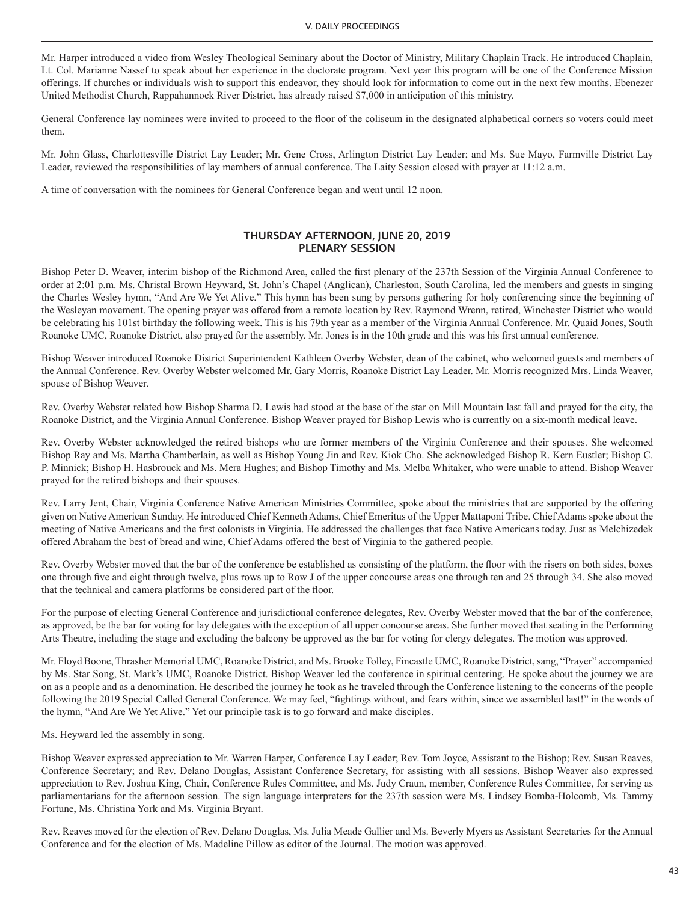Mr. Harper introduced a video from Wesley Theological Seminary about the Doctor of Ministry, Military Chaplain Track. He introduced Chaplain, Lt. Col. Marianne Nassef to speak about her experience in the doctorate program. Next year this program will be one of the Conference Mission offerings. If churches or individuals wish to support this endeavor, they should look for information to come out in the next few months. Ebenezer United Methodist Church, Rappahannock River District, has already raised $7,000 in anticipation of this ministry.

General Conference lay nominees were invited to proceed to the floor of the coliseum in the designated alphabetical corners so voters could meet them.

Mr. John Glass, Charlottesville District Lay Leader; Mr. Gene Cross, Arlington District Lay Leader; and Ms. Sue Mayo, Farmville District Lay Leader, reviewed the responsibilities of lay members of annual conference. The Laity Session closed with prayer at 11:12 a.m.

A time of conversation with the nominees for General Conference began and went until 12 noon.

## THURSDAY AFTERNOON, JUNE 20, 2019
## PLENARY SESSION

Bishop Peter D. Weaver, interim bishop of the Richmond Area, called the first plenary of the 237th Session of the Virginia Annual Conference to order at 2:01 p.m. Ms. Christal Brown Heyward, St. John's Chapel (Anglican), Charleston, South Carolina, led the members and guests in singing the Charles Wesley hymn, "And Are We Yet Alive." This hymn has been sung by persons gathering for holy conferencing since the beginning of the Wesleyan movement. The opening prayer was offered from a remote location by Rev. Raymond Wrenn, retired, Winchester District who would be celebrating his 101st birthday the following week. This is his 79th year as a member of the Virginia Annual Conference. Mr. Quaid Jones, South Roanoke UMC, Roanoke District, also prayed for the assembly. Mr. Jones is in the 10th grade and this was his first annual conference.

Bishop Weaver introduced Roanoke District Superintendent Kathleen Overby Webster, dean of the cabinet, who welcomed guests and members of the Annual Conference. Rev. Overby Webster welcomed Mr. Gary Morris, Roanoke District Lay Leader. Mr. Morris recognized Mrs. Linda Weaver, spouse of Bishop Weaver.

Rev. Overby Webster related how Bishop Sharma D. Lewis had stood at the base of the star on Mill Mountain last fall and prayed for the city, the Roanoke District, and the Virginia Annual Conference. Bishop Weaver prayed for Bishop Lewis who is currently on a six-month medical leave.

Rev. Overby Webster acknowledged the retired bishops who are former members of the Virginia Conference and their spouses. She welcomed Bishop Ray and Ms. Martha Chamberlain, as well as Bishop Young Jin and Rev. Kiok Cho. She acknowledged Bishop R. Kern Eustler; Bishop C. P. Minnick; Bishop H. Hasbrouck and Ms. Mera Hughes; and Bishop Timothy and Ms. Melba Whitaker, who were unable to attend. Bishop Weaver prayed for the retired bishops and their spouses.

Rev. Larry Jent, Chair, Virginia Conference Native American Ministries Committee, spoke about the ministries that are supported by the offering given on Native American Sunday. He introduced Chief Kenneth Adams, Chief Emeritus of the Upper Mattaponi Tribe. Chief Adams spoke about the meeting of Native Americans and the first colonists in Virginia. He addressed the challenges that face Native Americans today. Just as Melchizedek offered Abraham the best of bread and wine, Chief Adams offered the best of Virginia to the gathered people.

Rev. Overby Webster moved that the bar of the conference be established as consisting of the platform, the floor with the risers on both sides, boxes one through five and eight through twelve, plus rows up to Row J of the upper concourse areas one through ten and 25 through 34. She also moved that the technical and camera platforms be considered part of the floor.

For the purpose of electing General Conference and jurisdictional conference delegates, Rev. Overby Webster moved that the bar of the conference, as approved, be the bar for voting for lay delegates with the exception of all upper concourse areas. She further moved that seating in the Performing Arts Theatre, including the stage and excluding the balcony be approved as the bar for voting for clergy delegates. The motion was approved.

Mr. Floyd Boone, Thrasher Memorial UMC, Roanoke District, and Ms. Brooke Tolley, Fincastle UMC, Roanoke District, sang, "Prayer" accompanied by Ms. Star Song, St. Mark's UMC, Roanoke District. Bishop Weaver led the conference in spiritual centering. He spoke about the journey we are on as a people and as a denomination. He described the journey he took as he traveled through the Conference listening to the concerns of the people following the 2019 Special Called General Conference. We may feel, "fightings without, and fears within, since we assembled last!" in the words of the hymn, "And Are We Yet Alive." Yet our principle task is to go forward and make disciples.

Ms. Heyward led the assembly in song.

Bishop Weaver expressed appreciation to Mr. Warren Harper, Conference Lay Leader; Rev. Tom Joyce, Assistant to the Bishop; Rev. Susan Reaves, Conference Secretary; and Rev. Delano Douglas, Assistant Conference Secretary, for assisting with all sessions. Bishop Weaver also expressed appreciation to Rev. Joshua King, Chair, Conference Rules Committee, and Ms. Judy Craun, member, Conference Rules Committee, for serving as parliamentarians for the afternoon session. The sign language interpreters for the 237th session were Ms. Lindsey Bomba-Holcomb, Ms. Tammy Fortune, Ms. Christina York and Ms. Virginia Bryant.

Rev. Reaves moved for the election of Rev. Delano Douglas, Ms. Julia Meade Gallier and Ms. Beverly Myers as Assistant Secretaries for the Annual Conference and for the election of Ms. Madeline Pillow as editor of the Journal. The motion was approved.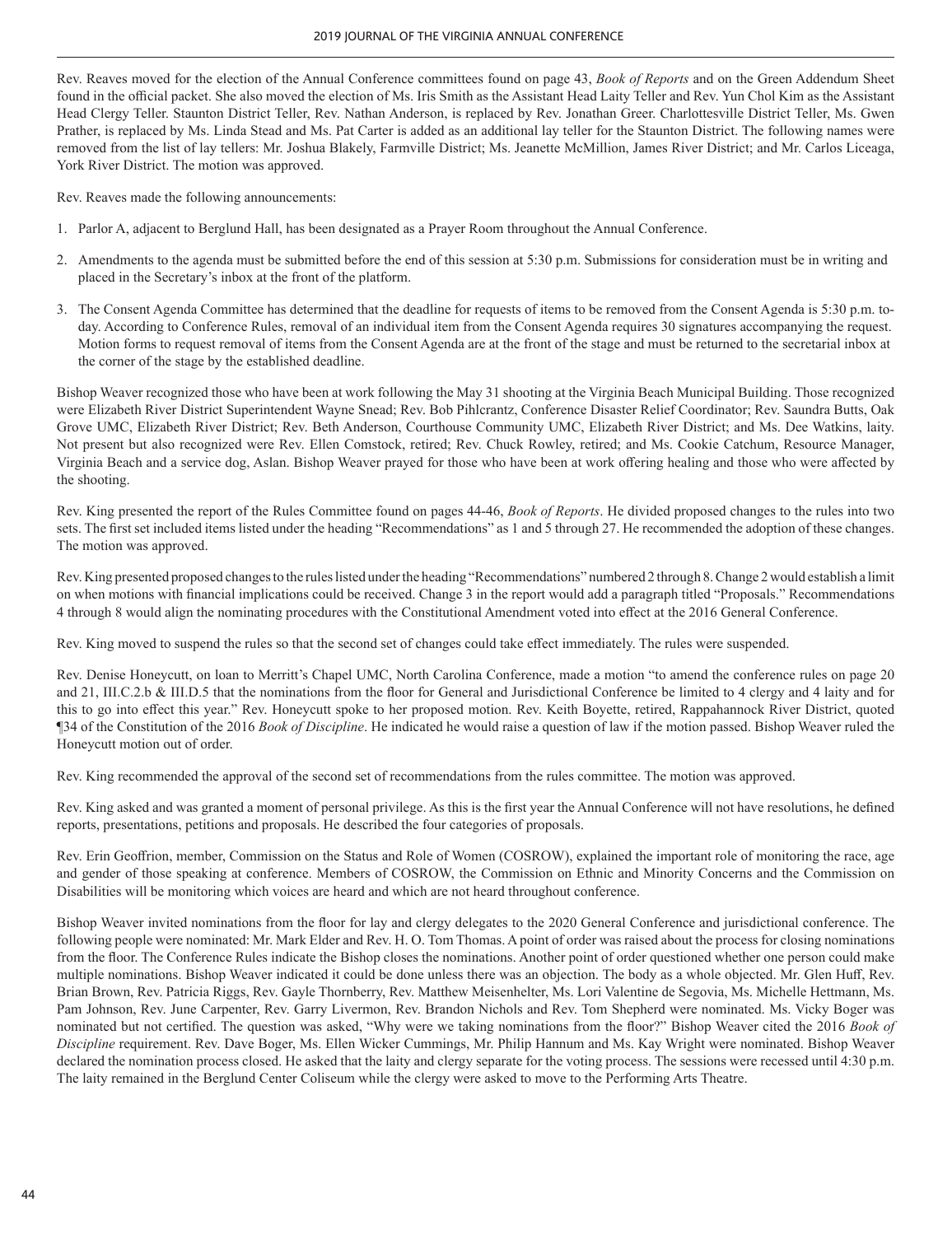Rev. Reaves moved for the election of the Annual Conference committees found on page 43, *Book of Reports* and on the Green Addendum Sheet found in the official packet. She also moved the election of Ms. Iris Smith as the Assistant Head Laity Teller and Rev. Yun Chol Kim as the Assistant Head Clergy Teller. Staunton District Teller, Rev. Nathan Anderson, is replaced by Rev. Jonathan Greer. Charlottesville District Teller, Ms. Gwen Prather, is replaced by Ms. Linda Stead and Ms. Pat Carter is added as an additional lay teller for the Staunton District. The following names were removed from the list of lay tellers: Mr. Joshua Blakely, Farmville District; Ms. Jeanette McMillion, James River District; and Mr. Carlos Liceaga, York River District. The motion was approved.

Rev. Reaves made the following announcements:

1. Parlor A, adjacent to Berglund Hall, has been designated as a Prayer Room throughout the Annual Conference.
2. Amendments to the agenda must be submitted before the end of this session at 5:30 p.m. Submissions for consideration must be in writing and placed in the Secretary's inbox at the front of the platform.
3. The Consent Agenda Committee has determined that the deadline for requests of items to be removed from the Consent Agenda is 5:30 p.m. today. According to Conference Rules, removal of an individual item from the Consent Agenda requires 30 signatures accompanying the request. Motion forms to request removal of items from the Consent Agenda are at the front of the stage and must be returned to the secretarial inbox at the corner of the stage by the established deadline.

Bishop Weaver recognized those who have been at work following the May 31 shooting at the Virginia Beach Municipal Building. Those recognized were Elizabeth River District Superintendent Wayne Snead; Rev. Bob Pihlcrantz, Conference Disaster Relief Coordinator; Rev. Saundra Butts, Oak Grove UMC, Elizabeth River District; Rev. Beth Anderson, Courthouse Community UMC, Elizabeth River District; and Ms. Dee Watkins, laity. Not present but also recognized were Rev. Ellen Comstock, retired; Rev. Chuck Rowley, retired; and Ms. Cookie Catchum, Resource Manager, Virginia Beach and a service dog, Aslan. Bishop Weaver prayed for those who have been at work offering healing and those who were affected by the shooting.

Rev. King presented the report of the Rules Committee found on pages 44-46, *Book of Reports*. He divided proposed changes to the rules into two sets. The first set included items listed under the heading "Recommendations" as 1 and 5 through 27. He recommended the adoption of these changes. The motion was approved.

Rev. King presented proposed changes to the rules listed under the heading "Recommendations" numbered 2 through 8. Change 2 would establish a limit on when motions with financial implications could be received. Change 3 in the report would add a paragraph titled "Proposals." Recommendations 4 through 8 would align the nominating procedures with the Constitutional Amendment voted into effect at the 2016 General Conference.

Rev. King moved to suspend the rules so that the second set of changes could take effect immediately. The rules were suspended.

Rev. Denise Honeycutt, on loan to Merritt's Chapel UMC, North Carolina Conference, made a motion "to amend the conference rules on page 20 and 21, III.C.2.b & III.D.5 that the nominations from the floor for General and Jurisdictional Conference be limited to 4 clergy and 4 laity and for this to go into effect this year." Rev. Honeycutt spoke to her proposed motion. Rev. Keith Boyette, retired, Rappahannock River District, quoted ¶34 of the Constitution of the 2016 *Book of Discipline*. He indicated he would raise a question of law if the motion passed. Bishop Weaver ruled the Honeycutt motion out of order.

Rev. King recommended the approval of the second set of recommendations from the rules committee. The motion was approved.

Rev. King asked and was granted a moment of personal privilege. As this is the first year the Annual Conference will not have resolutions, he defined reports, presentations, petitions and proposals. He described the four categories of proposals.

Rev. Erin Geoffrion, member, Commission on the Status and Role of Women (COSROW), explained the important role of monitoring the race, age and gender of those speaking at conference. Members of COSROW, the Commission on Ethnic and Minority Concerns and the Commission on Disabilities will be monitoring which voices are heard and which are not heard throughout conference.

Bishop Weaver invited nominations from the floor for lay and clergy delegates to the 2020 General Conference and jurisdictional conference. The following people were nominated: Mr. Mark Elder and Rev. H. O. Tom Thomas. A point of order was raised about the process for closing nominations from the floor. The Conference Rules indicate the Bishop closes the nominations. Another point of order questioned whether one person could make multiple nominations. Bishop Weaver indicated it could be done unless there was an objection. The body as a whole objected. Mr. Glen Huff, Rev. Brian Brown, Rev. Patricia Riggs, Rev. Gayle Thornberry, Rev. Matthew Meisenhelter, Ms. Lori Valentine de Segovia, Ms. Michelle Hettmann, Ms. Pam Johnson, Rev. June Carpenter, Rev. Garry Livermon, Rev. Brandon Nichols and Rev. Tom Shepherd were nominated. Ms. Vicky Boger was nominated but not certified. The question was asked, "Why were we taking nominations from the floor?" Bishop Weaver cited the 2016 *Book of Discipline* requirement. Rev. Dave Boger, Ms. Ellen Wicker Cummings, Mr. Philip Hannum and Ms. Kay Wright were nominated. Bishop Weaver declared the nomination process closed. He asked that the laity and clergy separate for the voting process. The sessions were recessed until 4:30 p.m. The laity remained in the Berglund Center Coliseum while the clergy were asked to move to the Performing Arts Theatre.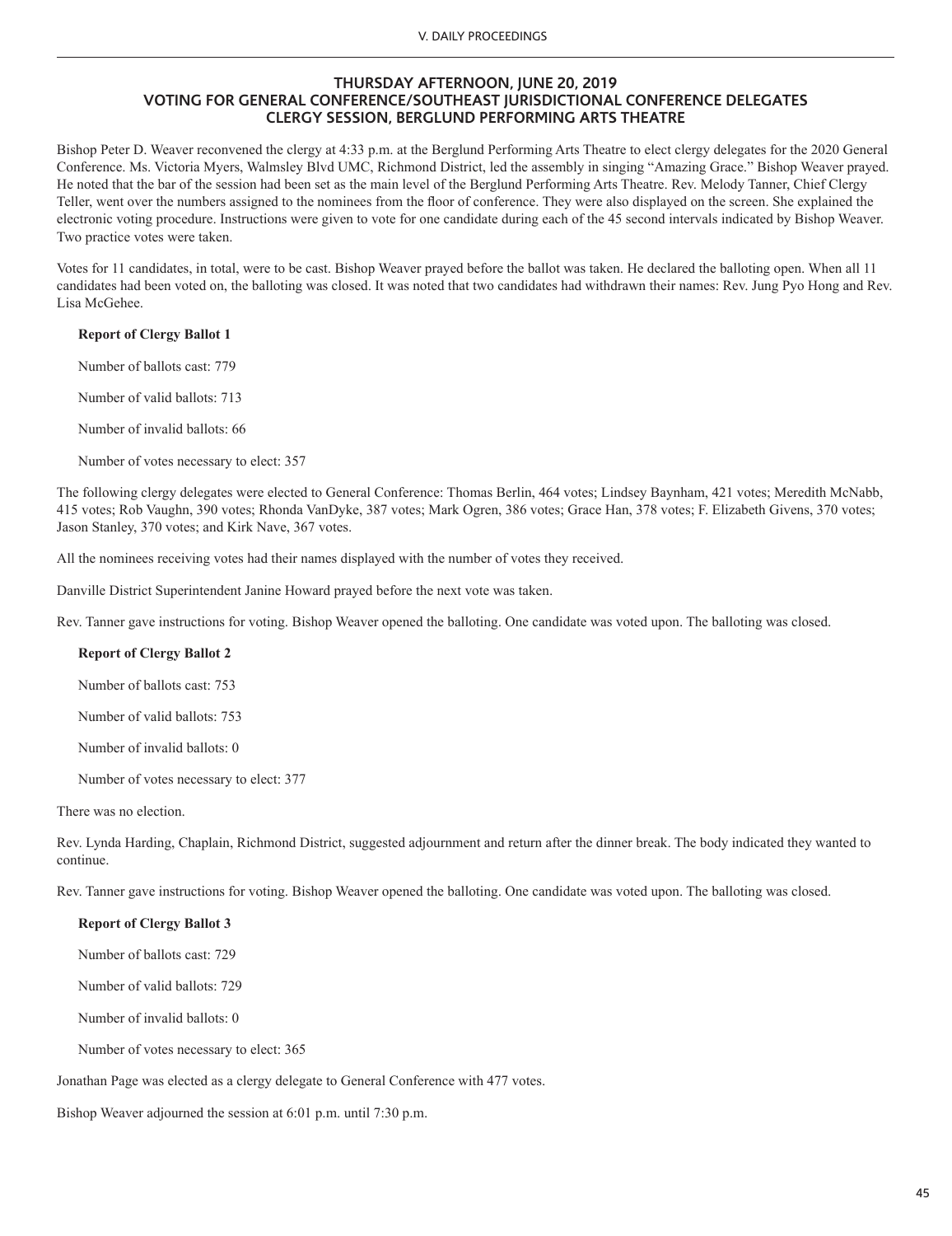## THURSDAY AFTERNOON, JUNE 20, 2019
## VOTING FOR GENERAL CONFERENCE/SOUTHEAST JURISDICTIONAL CONFERENCE DELEGATES
## CLERGY SESSION, BERGLUND PERFORMING ARTS THEATRE

Bishop Peter D. Weaver reconvened the clergy at 4:33 p.m. at the Berglund Performing Arts Theatre to elect clergy delegates for the 2020 General Conference. Ms. Victoria Myers, Walmsley Blvd UMC, Richmond District, led the assembly in singing "Amazing Grace." Bishop Weaver prayed. He noted that the bar of the session had been set as the main level of the Berglund Performing Arts Theatre. Rev. Melody Tanner, Chief Clergy Teller, went over the numbers assigned to the nominees from the floor of conference. They were also displayed on the screen. She explained the electronic voting procedure. Instructions were given to vote for one candidate during each of the 45 second intervals indicated by Bishop Weaver. Two practice votes were taken.

Votes for 11 candidates, in total, were to be cast. Bishop Weaver prayed before the ballot was taken. He declared the balloting open. When all 11 candidates had been voted on, the balloting was closed. It was noted that two candidates had withdrawn their names: Rev. Jung Pyo Hong and Rev. Lisa McGehee.

**Report of Clergy Ballot 1**

Number of ballots cast: 779

Number of valid ballots: 713

Number of invalid ballots: 66

Number of votes necessary to elect: 357

The following clergy delegates were elected to General Conference: Thomas Berlin, 464 votes; Lindsey Baynham, 421 votes; Meredith McNabb, 415 votes; Rob Vaughn, 390 votes; Rhonda VanDyke, 387 votes; Mark Ogren, 386 votes; Grace Han, 378 votes; F. Elizabeth Givens, 370 votes; Jason Stanley, 370 votes; and Kirk Nave, 367 votes.

All the nominees receiving votes had their names displayed with the number of votes they received.

Danville District Superintendent Janine Howard prayed before the next vote was taken.

Rev. Tanner gave instructions for voting. Bishop Weaver opened the balloting. One candidate was voted upon. The balloting was closed.

**Report of Clergy Ballot 2**

Number of ballots cast: 753

Number of valid ballots: 753

Number of invalid ballots: 0

Number of votes necessary to elect: 377

There was no election.

Rev. Lynda Harding, Chaplain, Richmond District, suggested adjournment and return after the dinner break. The body indicated they wanted to continue.

Rev. Tanner gave instructions for voting. Bishop Weaver opened the balloting. One candidate was voted upon. The balloting was closed.

**Report of Clergy Ballot 3**

Number of ballots cast: 729

Number of valid ballots: 729

Number of invalid ballots: 0

Number of votes necessary to elect: 365

Jonathan Page was elected as a clergy delegate to General Conference with 477 votes.

Bishop Weaver adjourned the session at 6:01 p.m. until 7:30 p.m.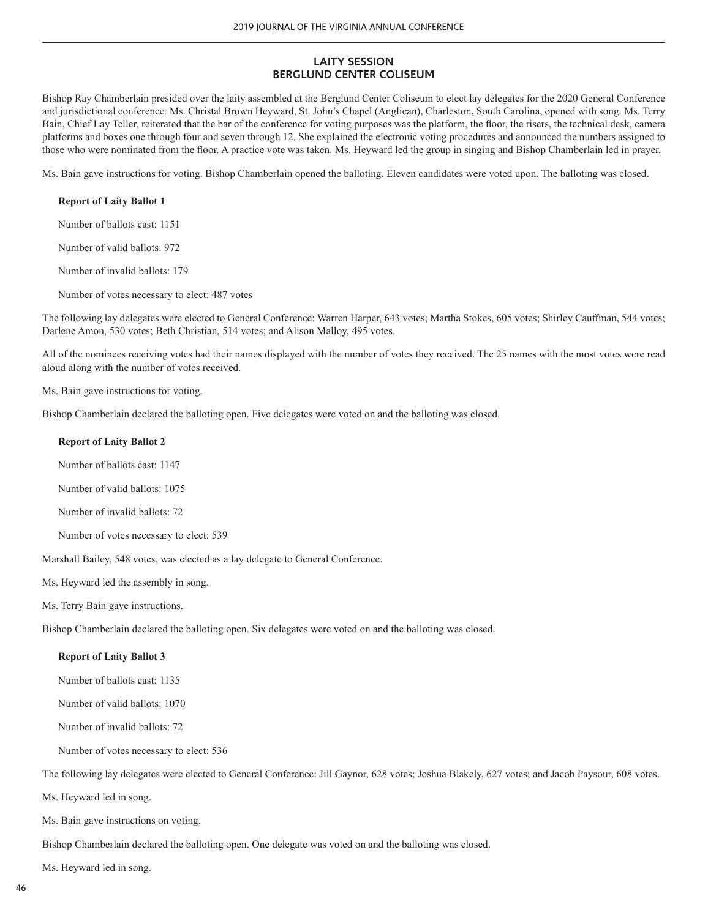## LAITY SESSION
## BERGLUND CENTER COLISEUM

Bishop Ray Chamberlain presided over the laity assembled at the Berglund Center Coliseum to elect lay delegates for the 2020 General Conference and jurisdictional conference. Ms. Christal Brown Heyward, St. John's Chapel (Anglican), Charleston, South Carolina, opened with song. Ms. Terry Bain, Chief Lay Teller, reiterated that the bar of the conference for voting purposes was the platform, the floor, the risers, the technical desk, camera platforms and boxes one through four and seven through 12. She explained the electronic voting procedures and announced the numbers assigned to those who were nominated from the floor. A practice vote was taken. Ms. Heyward led the group in singing and Bishop Chamberlain led in prayer.

Ms. Bain gave instructions for voting. Bishop Chamberlain opened the balloting. Eleven candidates were voted upon. The balloting was closed.

**Report of Laity Ballot 1**

Number of ballots cast: 1151

Number of valid ballots: 972

Number of invalid ballots: 179

Number of votes necessary to elect: 487 votes

The following lay delegates were elected to General Conference: Warren Harper, 643 votes; Martha Stokes, 605 votes; Shirley Cauffman, 544 votes; Darlene Amon, 530 votes; Beth Christian, 514 votes; and Alison Malloy, 495 votes.

All of the nominees receiving votes had their names displayed with the number of votes they received. The 25 names with the most votes were read aloud along with the number of votes received.

Ms. Bain gave instructions for voting.

Bishop Chamberlain declared the balloting open. Five delegates were voted on and the balloting was closed.

**Report of Laity Ballot 2**

Number of ballots cast: 1147

Number of valid ballots: 1075

Number of invalid ballots: 72

Number of votes necessary to elect: 539

Marshall Bailey, 548 votes, was elected as a lay delegate to General Conference.

Ms. Heyward led the assembly in song.

Ms. Terry Bain gave instructions.

Bishop Chamberlain declared the balloting open. Six delegates were voted on and the balloting was closed.

**Report of Laity Ballot 3**

Number of ballots cast: 1135

Number of valid ballots: 1070

Number of invalid ballots: 72

Number of votes necessary to elect: 536

The following lay delegates were elected to General Conference: Jill Gaynor, 628 votes; Joshua Blakely, 627 votes; and Jacob Paysour, 608 votes.

Ms. Heyward led in song.

Ms. Bain gave instructions on voting.

Bishop Chamberlain declared the balloting open. One delegate was voted on and the balloting was closed.

Ms. Heyward led in song.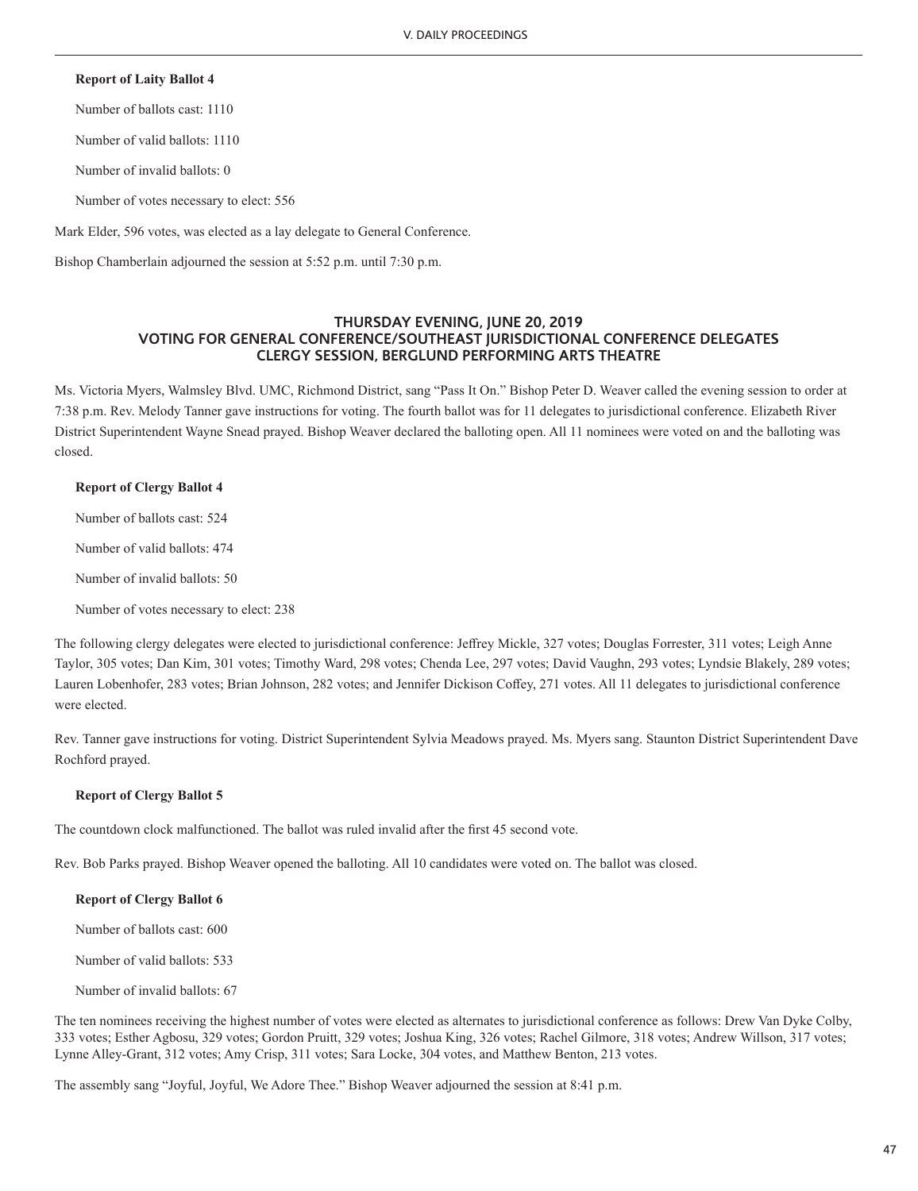**Report of Laity Ballot 4**

Number of ballots cast: 1110

Number of valid ballots: 1110

Number of invalid ballots: 0

Number of votes necessary to elect: 556

Mark Elder, 596 votes, was elected as a lay delegate to General Conference.

Bishop Chamberlain adjourned the session at 5:52 p.m. until 7:30 p.m.

## THURSDAY EVENING, JUNE 20, 2019
## VOTING FOR GENERAL CONFERENCE/SOUTHEAST JURISDICTIONAL CONFERENCE DELEGATES
## CLERGY SESSION, BERGLUND PERFORMING ARTS THEATRE

Ms. Victoria Myers, Walmsley Blvd. UMC, Richmond District, sang "Pass It On." Bishop Peter D. Weaver called the evening session to order at 7:38 p.m. Rev. Melody Tanner gave instructions for voting. The fourth ballot was for 11 delegates to jurisdictional conference. Elizabeth River District Superintendent Wayne Snead prayed. Bishop Weaver declared the balloting open. All 11 nominees were voted on and the balloting was closed.

**Report of Clergy Ballot 4**

Number of ballots cast: 524

Number of valid ballots: 474

Number of invalid ballots: 50

Number of votes necessary to elect: 238

The following clergy delegates were elected to jurisdictional conference: Jeffrey Mickle, 327 votes; Douglas Forrester, 311 votes; Leigh Anne Taylor, 305 votes; Dan Kim, 301 votes; Timothy Ward, 298 votes; Chenda Lee, 297 votes; David Vaughn, 293 votes; Lyndsie Blakely, 289 votes; Lauren Lobenhofer, 283 votes; Brian Johnson, 282 votes; and Jennifer Dickison Coffey, 271 votes. All 11 delegates to jurisdictional conference were elected.

Rev. Tanner gave instructions for voting. District Superintendent Sylvia Meadows prayed. Ms. Myers sang. Staunton District Superintendent Dave Rochford prayed.

**Report of Clergy Ballot 5**

The countdown clock malfunctioned. The ballot was ruled invalid after the first 45 second vote.

Rev. Bob Parks prayed. Bishop Weaver opened the balloting. All 10 candidates were voted on. The ballot was closed.

**Report of Clergy Ballot 6**

Number of ballots cast: 600

Number of valid ballots: 533

Number of invalid ballots: 67

The ten nominees receiving the highest number of votes were elected as alternates to jurisdictional conference as follows: Drew Van Dyke Colby, 333 votes; Esther Agbosu, 329 votes; Gordon Pruitt, 329 votes; Joshua King, 326 votes; Rachel Gilmore, 318 votes; Andrew Willson, 317 votes; Lynne Alley-Grant, 312 votes; Amy Crisp, 311 votes; Sara Locke, 304 votes, and Matthew Benton, 213 votes.

The assembly sang "Joyful, Joyful, We Adore Thee." Bishop Weaver adjourned the session at 8:41 p.m.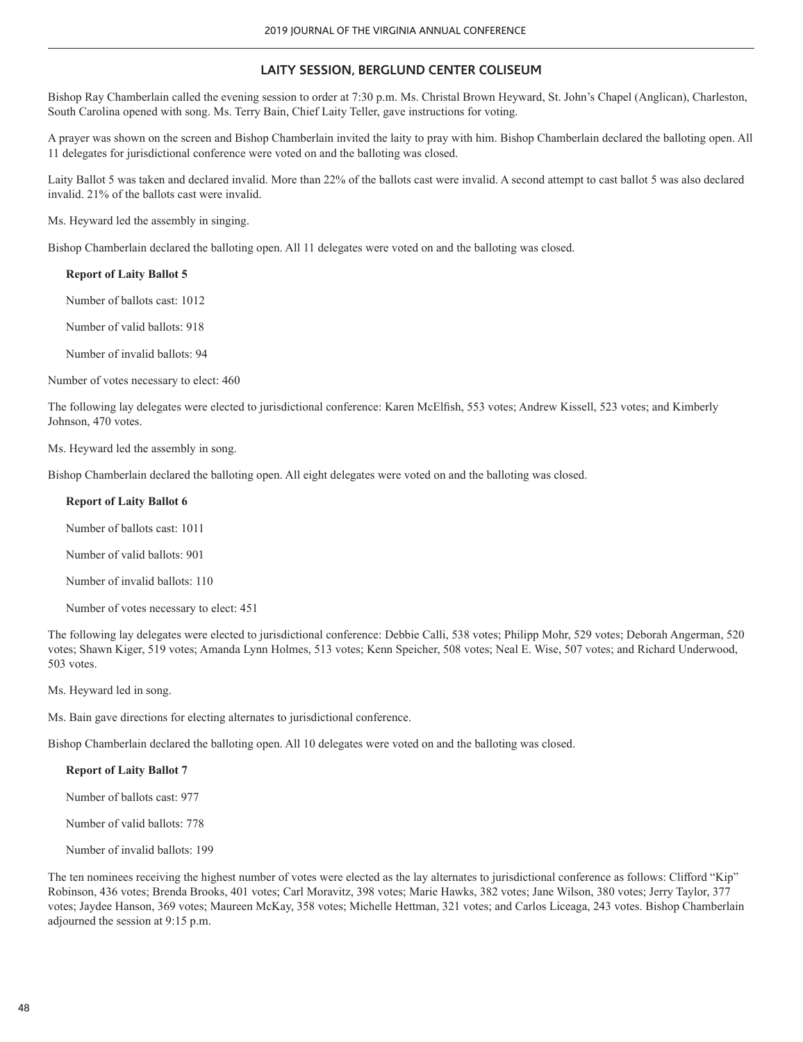## LAITY SESSION, BERGLUND CENTER COLISEUM

Bishop Ray Chamberlain called the evening session to order at 7:30 p.m. Ms. Christal Brown Heyward, St. John's Chapel (Anglican), Charleston, South Carolina opened with song. Ms. Terry Bain, Chief Laity Teller, gave instructions for voting.

A prayer was shown on the screen and Bishop Chamberlain invited the laity to pray with him. Bishop Chamberlain declared the balloting open. All 11 delegates for jurisdictional conference were voted on and the balloting was closed.

Laity Ballot 5 was taken and declared invalid. More than 22% of the ballots cast were invalid. A second attempt to cast ballot 5 was also declared invalid. 21% of the ballots cast were invalid.

Ms. Heyward led the assembly in singing.

Bishop Chamberlain declared the balloting open. All 11 delegates were voted on and the balloting was closed.

**Report of Laity Ballot 5**

Number of ballots cast: 1012

Number of valid ballots: 918

Number of invalid ballots: 94

Number of votes necessary to elect: 460

The following lay delegates were elected to jurisdictional conference: Karen McElfish, 553 votes; Andrew Kissell, 523 votes; and Kimberly Johnson, 470 votes.

Ms. Heyward led the assembly in song.

Bishop Chamberlain declared the balloting open. All eight delegates were voted on and the balloting was closed.

**Report of Laity Ballot 6**

Number of ballots cast: 1011

Number of valid ballots: 901

Number of invalid ballots: 110

Number of votes necessary to elect: 451

The following lay delegates were elected to jurisdictional conference: Debbie Calli, 538 votes; Philipp Mohr, 529 votes; Deborah Angerman, 520 votes; Shawn Kiger, 519 votes; Amanda Lynn Holmes, 513 votes; Kenn Speicher, 508 votes; Neal E. Wise, 507 votes; and Richard Underwood, 503 votes.

Ms. Heyward led in song.

Ms. Bain gave directions for electing alternates to jurisdictional conference.

Bishop Chamberlain declared the balloting open. All 10 delegates were voted on and the balloting was closed.

**Report of Laity Ballot 7**

Number of ballots cast: 977

Number of valid ballots: 778

Number of invalid ballots: 199

The ten nominees receiving the highest number of votes were elected as the lay alternates to jurisdictional conference as follows: Clifford "Kip" Robinson, 436 votes; Brenda Brooks, 401 votes; Carl Moravitz, 398 votes; Marie Hawks, 382 votes; Jane Wilson, 380 votes; Jerry Taylor, 377 votes; Jaydee Hanson, 369 votes; Maureen McKay, 358 votes; Michelle Hettman, 321 votes; and Carlos Liceaga, 243 votes. Bishop Chamberlain adjourned the session at 9:15 p.m.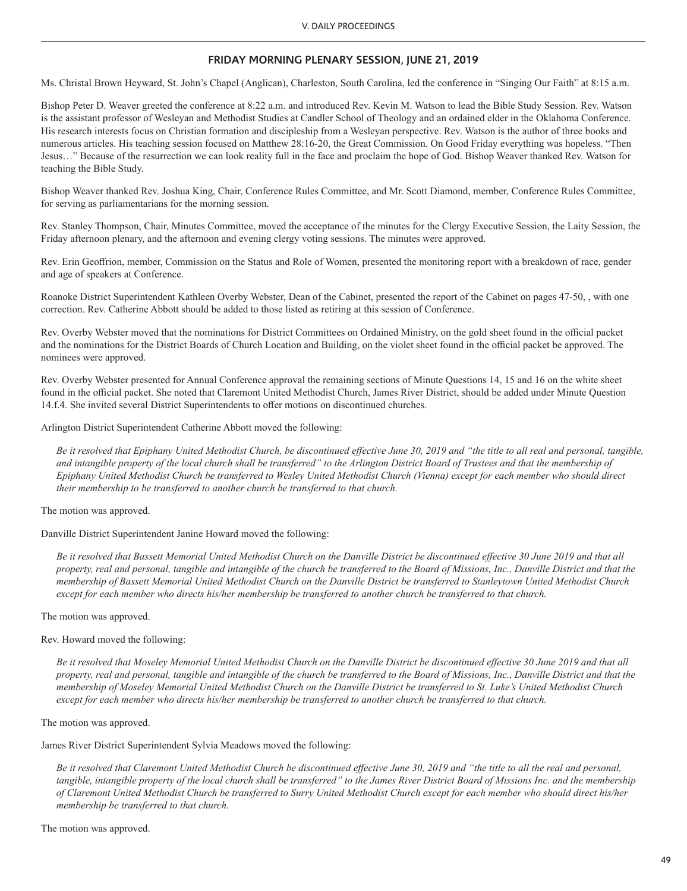## FRIDAY MORNING PLENARY SESSION, JUNE 21, 2019

Ms. Christal Brown Heyward, St. John's Chapel (Anglican), Charleston, South Carolina, led the conference in "Singing Our Faith" at 8:15 a.m.

Bishop Peter D. Weaver greeted the conference at 8:22 a.m. and introduced Rev. Kevin M. Watson to lead the Bible Study Session. Rev. Watson is the assistant professor of Wesleyan and Methodist Studies at Candler School of Theology and an ordained elder in the Oklahoma Conference. His research interests focus on Christian formation and discipleship from a Wesleyan perspective. Rev. Watson is the author of three books and numerous articles. His teaching session focused on Matthew 28:16-20, the Great Commission. On Good Friday everything was hopeless. "Then Jesus…" Because of the resurrection we can look reality full in the face and proclaim the hope of God. Bishop Weaver thanked Rev. Watson for teaching the Bible Study.

Bishop Weaver thanked Rev. Joshua King, Chair, Conference Rules Committee, and Mr. Scott Diamond, member, Conference Rules Committee, for serving as parliamentarians for the morning session.

Rev. Stanley Thompson, Chair, Minutes Committee, moved the acceptance of the minutes for the Clergy Executive Session, the Laity Session, the Friday afternoon plenary, and the afternoon and evening clergy voting sessions. The minutes were approved.

Rev. Erin Geoffrion, member, Commission on the Status and Role of Women, presented the monitoring report with a breakdown of race, gender and age of speakers at Conference.

Roanoke District Superintendent Kathleen Overby Webster, Dean of the Cabinet, presented the report of the Cabinet on pages 47-50, , with one correction. Rev. Catherine Abbott should be added to those listed as retiring at this session of Conference.

Rev. Overby Webster moved that the nominations for District Committees on Ordained Ministry, on the gold sheet found in the official packet and the nominations for the District Boards of Church Location and Building, on the violet sheet found in the official packet be approved. The nominees were approved.

Rev. Overby Webster presented for Annual Conference approval the remaining sections of Minute Questions 14, 15 and 16 on the white sheet found in the official packet. She noted that Claremont United Methodist Church, James River District, should be added under Minute Question 14.f.4. She invited several District Superintendents to offer motions on discontinued churches.

Arlington District Superintendent Catherine Abbott moved the following:

> *Be it resolved that Epiphany United Methodist Church, be discontinued effective June 30, 2019 and "the title to all real and personal, tangible, and intangible property of the local church shall be transferred" to the Arlington District Board of Trustees and that the membership of Epiphany United Methodist Church be transferred to Wesley United Methodist Church (Vienna) except for each member who should direct their membership to be transferred to another church be transferred to that church.*

The motion was approved.

Danville District Superintendent Janine Howard moved the following:

> *Be it resolved that Bassett Memorial United Methodist Church on the Danville District be discontinued effective 30 June 2019 and that all property, real and personal, tangible and intangible of the church be transferred to the Board of Missions, Inc., Danville District and that the membership of Bassett Memorial United Methodist Church on the Danville District be transferred to Stanleytown United Methodist Church except for each member who directs his/her membership be transferred to another church be transferred to that church.*

The motion was approved.

Rev. Howard moved the following:

> *Be it resolved that Moseley Memorial United Methodist Church on the Danville District be discontinued effective 30 June 2019 and that all property, real and personal, tangible and intangible of the church be transferred to the Board of Missions, Inc., Danville District and that the membership of Moseley Memorial United Methodist Church on the Danville District be transferred to St. Luke's United Methodist Church except for each member who directs his/her membership be transferred to another church be transferred to that church.*

The motion was approved.

James River District Superintendent Sylvia Meadows moved the following:

> *Be it resolved that Claremont United Methodist Church be discontinued effective June 30, 2019 and "the title to all the real and personal, tangible, intangible property of the local church shall be transferred" to the James River District Board of Missions Inc. and the membership of Claremont United Methodist Church be transferred to Surry United Methodist Church except for each member who should direct his/her membership be transferred to that church.*

The motion was approved.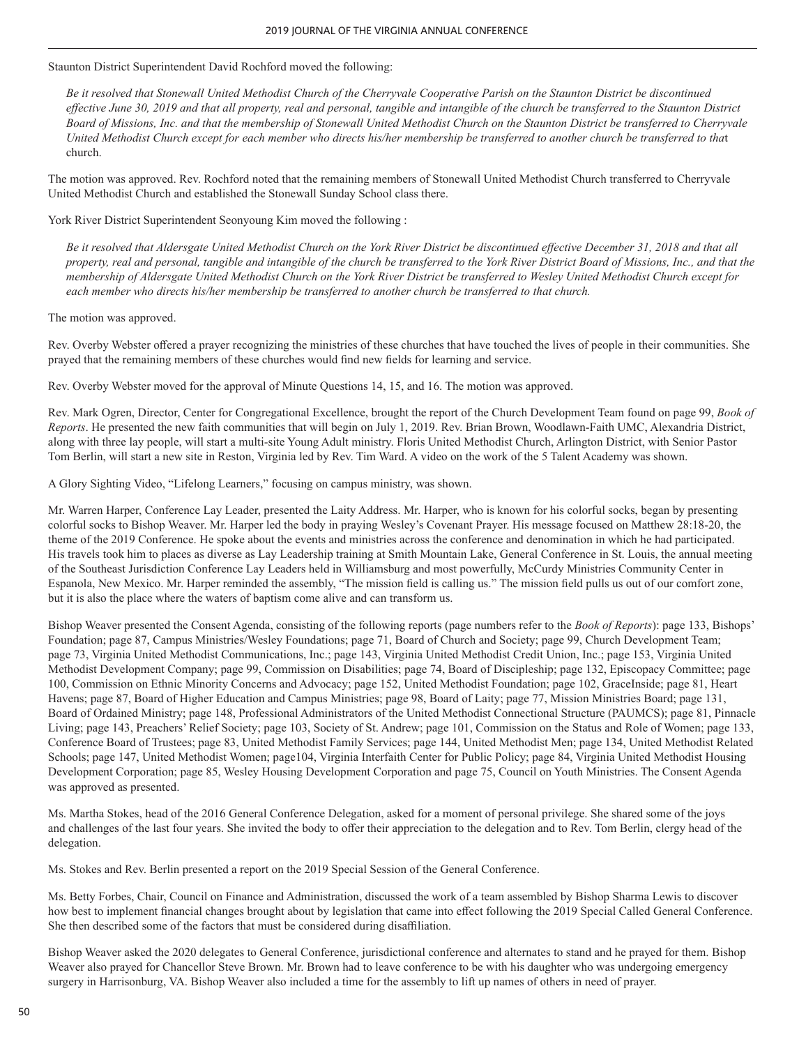Staunton District Superintendent David Rochford moved the following:

*Be it resolved that Stonewall United Methodist Church of the Cherryvale Cooperative Parish on the Staunton District be discontinued effective June 30, 2019 and that all property, real and personal, tangible and intangible of the church be transferred to the Staunton District Board of Missions, Inc. and that the membership of Stonewall United Methodist Church on the Staunton District be transferred to Cherryvale United Methodist Church except for each member who directs his/her membership be transferred to another church be transferred to that* church.

The motion was approved. Rev. Rochford noted that the remaining members of Stonewall United Methodist Church transferred to Cherryvale United Methodist Church and established the Stonewall Sunday School class there.

York River District Superintendent Seonyoung Kim moved the following :

*Be it resolved that Aldersgate United Methodist Church on the York River District be discontinued effective December 31, 2018 and that all property, real and personal, tangible and intangible of the church be transferred to the York River District Board of Missions, Inc., and that the membership of Aldersgate United Methodist Church on the York River District be transferred to Wesley United Methodist Church except for each member who directs his/her membership be transferred to another church be transferred to that church.*

The motion was approved.

Rev. Overby Webster offered a prayer recognizing the ministries of these churches that have touched the lives of people in their communities. She prayed that the remaining members of these churches would find new fields for learning and service.

Rev. Overby Webster moved for the approval of Minute Questions 14, 15, and 16. The motion was approved.

Rev. Mark Ogren, Director, Center for Congregational Excellence, brought the report of the Church Development Team found on page 99, *Book of Reports*. He presented the new faith communities that will begin on July 1, 2019. Rev. Brian Brown, Woodlawn-Faith UMC, Alexandria District, along with three lay people, will start a multi-site Young Adult ministry. Floris United Methodist Church, Arlington District, with Senior Pastor Tom Berlin, will start a new site in Reston, Virginia led by Rev. Tim Ward. A video on the work of the 5 Talent Academy was shown.

A Glory Sighting Video, "Lifelong Learners," focusing on campus ministry, was shown.

Mr. Warren Harper, Conference Lay Leader, presented the Laity Address. Mr. Harper, who is known for his colorful socks, began by presenting colorful socks to Bishop Weaver. Mr. Harper led the body in praying Wesley's Covenant Prayer. His message focused on Matthew 28:18-20, the theme of the 2019 Conference. He spoke about the events and ministries across the conference and denomination in which he had participated. His travels took him to places as diverse as Lay Leadership training at Smith Mountain Lake, General Conference in St. Louis, the annual meeting of the Southeast Jurisdiction Conference Lay Leaders held in Williamsburg and most powerfully, McCurdy Ministries Community Center in Espanola, New Mexico. Mr. Harper reminded the assembly, "The mission field is calling us." The mission field pulls us out of our comfort zone, but it is also the place where the waters of baptism come alive and can transform us.

Bishop Weaver presented the Consent Agenda, consisting of the following reports (page numbers refer to the *Book of Reports*): page 133, Bishops' Foundation; page 87, Campus Ministries/Wesley Foundations; page 71, Board of Church and Society; page 99, Church Development Team; page 73, Virginia United Methodist Communications, Inc.; page 143, Virginia United Methodist Credit Union, Inc.; page 153, Virginia United Methodist Development Company; page 99, Commission on Disabilities; page 74, Board of Discipleship; page 132, Episcopacy Committee; page 100, Commission on Ethnic Minority Concerns and Advocacy; page 152, United Methodist Foundation; page 102, GraceInside; page 81, Heart Havens; page 87, Board of Higher Education and Campus Ministries; page 98, Board of Laity; page 77, Mission Ministries Board; page 131, Board of Ordained Ministry; page 148, Professional Administrators of the United Methodist Connectional Structure (PAUMCS); page 81, Pinnacle Living; page 143, Preachers' Relief Society; page 103, Society of St. Andrew; page 101, Commission on the Status and Role of Women; page 133, Conference Board of Trustees; page 83, United Methodist Family Services; page 144, United Methodist Men; page 134, United Methodist Related Schools; page 147, United Methodist Women; page104, Virginia Interfaith Center for Public Policy; page 84, Virginia United Methodist Housing Development Corporation; page 85, Wesley Housing Development Corporation and page 75, Council on Youth Ministries. The Consent Agenda was approved as presented.

Ms. Martha Stokes, head of the 2016 General Conference Delegation, asked for a moment of personal privilege. She shared some of the joys and challenges of the last four years. She invited the body to offer their appreciation to the delegation and to Rev. Tom Berlin, clergy head of the delegation.

Ms. Stokes and Rev. Berlin presented a report on the 2019 Special Session of the General Conference.

Ms. Betty Forbes, Chair, Council on Finance and Administration, discussed the work of a team assembled by Bishop Sharma Lewis to discover how best to implement financial changes brought about by legislation that came into effect following the 2019 Special Called General Conference. She then described some of the factors that must be considered during disaffiliation.

Bishop Weaver asked the 2020 delegates to General Conference, jurisdictional conference and alternates to stand and he prayed for them. Bishop Weaver also prayed for Chancellor Steve Brown. Mr. Brown had to leave conference to be with his daughter who was undergoing emergency surgery in Harrisonburg, VA. Bishop Weaver also included a time for the assembly to lift up names of others in need of prayer.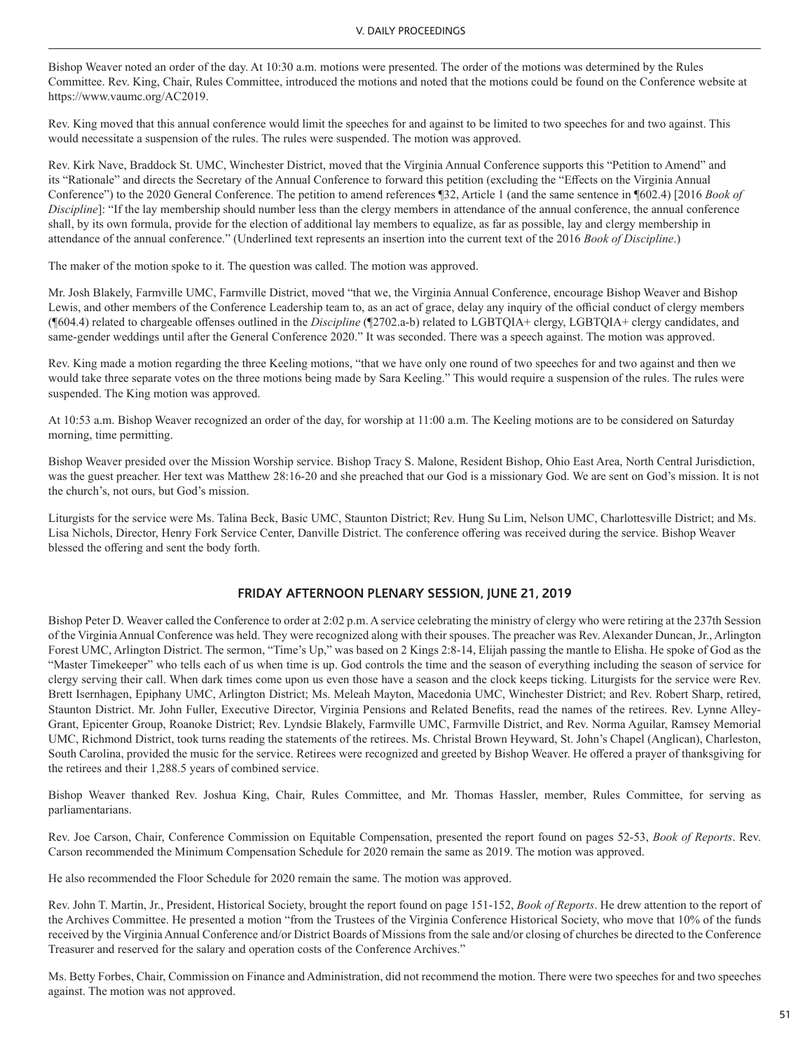Bishop Weaver noted an order of the day. At 10:30 a.m. motions were presented. The order of the motions was determined by the Rules Committee. Rev. King, Chair, Rules Committee, introduced the motions and noted that the motions could be found on the Conference website at https://www.vaumc.org/AC2019.

Rev. King moved that this annual conference would limit the speeches for and against to be limited to two speeches for and two against. This would necessitate a suspension of the rules. The rules were suspended. The motion was approved.

Rev. Kirk Nave, Braddock St. UMC, Winchester District, moved that the Virginia Annual Conference supports this "Petition to Amend" and its "Rationale" and directs the Secretary of the Annual Conference to forward this petition (excluding the "Effects on the Virginia Annual Conference") to the 2020 General Conference. The petition to amend references ¶32, Article 1 (and the same sentence in ¶602.4) [2016 *Book of Discipline*]: "If the lay membership should number less than the clergy members in attendance of the annual conference, the annual conference shall, by its own formula, provide for the election of additional lay members to equalize, as far as possible, lay and clergy membership in attendance of the annual conference." (Underlined text represents an insertion into the current text of the 2016 *Book of Discipline*.)

The maker of the motion spoke to it. The question was called. The motion was approved.

Mr. Josh Blakely, Farmville UMC, Farmville District, moved "that we, the Virginia Annual Conference, encourage Bishop Weaver and Bishop Lewis, and other members of the Conference Leadership team to, as an act of grace, delay any inquiry of the official conduct of clergy members (¶604.4) related to chargeable offenses outlined in the *Discipline* (¶2702.a-b) related to LGBTQIA+ clergy, LGBTQIA+ clergy candidates, and same-gender weddings until after the General Conference 2020." It was seconded. There was a speech against. The motion was approved.

Rev. King made a motion regarding the three Keeling motions, "that we have only one round of two speeches for and two against and then we would take three separate votes on the three motions being made by Sara Keeling." This would require a suspension of the rules. The rules were suspended. The King motion was approved.

At 10:53 a.m. Bishop Weaver recognized an order of the day, for worship at 11:00 a.m. The Keeling motions are to be considered on Saturday morning, time permitting.

Bishop Weaver presided over the Mission Worship service. Bishop Tracy S. Malone, Resident Bishop, Ohio East Area, North Central Jurisdiction, was the guest preacher. Her text was Matthew 28:16-20 and she preached that our God is a missionary God. We are sent on God's mission. It is not the church's, not ours, but God's mission.

Liturgists for the service were Ms. Talina Beck, Basic UMC, Staunton District; Rev. Hung Su Lim, Nelson UMC, Charlottesville District; and Ms. Lisa Nichols, Director, Henry Fork Service Center, Danville District. The conference offering was received during the service. Bishop Weaver blessed the offering and sent the body forth.

## FRIDAY AFTERNOON PLENARY SESSION, JUNE 21, 2019

Bishop Peter D. Weaver called the Conference to order at 2:02 p.m. A service celebrating the ministry of clergy who were retiring at the 237th Session of the Virginia Annual Conference was held. They were recognized along with their spouses. The preacher was Rev. Alexander Duncan, Jr., Arlington Forest UMC, Arlington District. The sermon, "Time's Up," was based on 2 Kings 2:8-14, Elijah passing the mantle to Elisha. He spoke of God as the "Master Timekeeper" who tells each of us when time is up. God controls the time and the season of everything including the season of service for clergy serving their call. When dark times come upon us even those have a season and the clock keeps ticking. Liturgists for the service were Rev. Brett Isernhagen, Epiphany UMC, Arlington District; Ms. Meleah Mayton, Macedonia UMC, Winchester District; and Rev. Robert Sharp, retired, Staunton District. Mr. John Fuller, Executive Director, Virginia Pensions and Related Benefits, read the names of the retirees. Rev. Lynne Alley-Grant, Epicenter Group, Roanoke District; Rev. Lyndsie Blakely, Farmville UMC, Farmville District, and Rev. Norma Aguilar, Ramsey Memorial UMC, Richmond District, took turns reading the statements of the retirees. Ms. Christal Brown Heyward, St. John's Chapel (Anglican), Charleston, South Carolina, provided the music for the service. Retirees were recognized and greeted by Bishop Weaver. He offered a prayer of thanksgiving for the retirees and their 1,288.5 years of combined service.

Bishop Weaver thanked Rev. Joshua King, Chair, Rules Committee, and Mr. Thomas Hassler, member, Rules Committee, for serving as parliamentarians.

Rev. Joe Carson, Chair, Conference Commission on Equitable Compensation, presented the report found on pages 52-53, *Book of Reports*. Rev. Carson recommended the Minimum Compensation Schedule for 2020 remain the same as 2019. The motion was approved.

He also recommended the Floor Schedule for 2020 remain the same. The motion was approved.

Rev. John T. Martin, Jr., President, Historical Society, brought the report found on page 151-152, *Book of Reports*. He drew attention to the report of the Archives Committee. He presented a motion "from the Trustees of the Virginia Conference Historical Society, who move that 10% of the funds received by the Virginia Annual Conference and/or District Boards of Missions from the sale and/or closing of churches be directed to the Conference Treasurer and reserved for the salary and operation costs of the Conference Archives."

Ms. Betty Forbes, Chair, Commission on Finance and Administration, did not recommend the motion. There were two speeches for and two speeches against. The motion was not approved.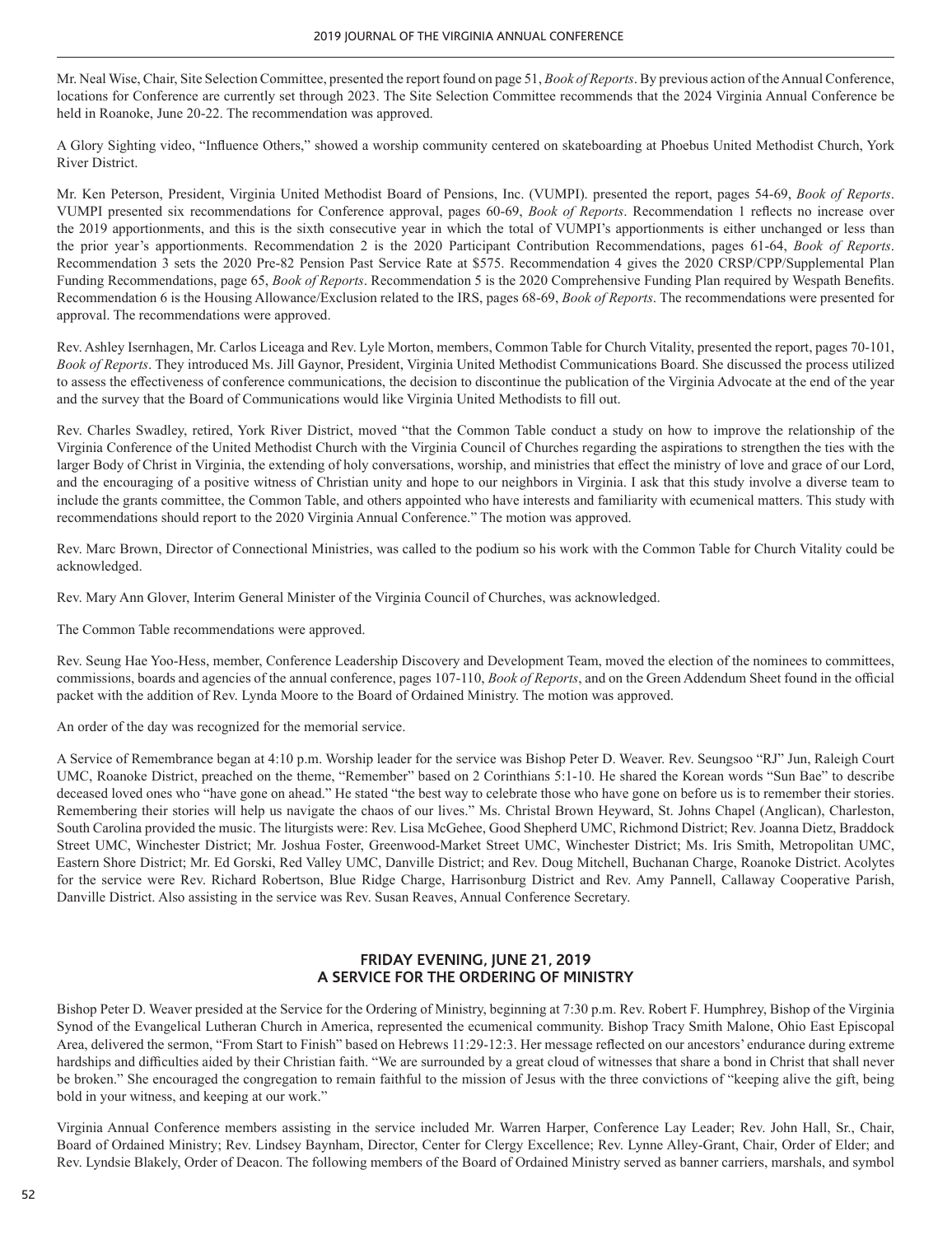Mr. Neal Wise, Chair, Site Selection Committee, presented the report found on page 51, *Book of Reports*. By previous action of the Annual Conference, locations for Conference are currently set through 2023. The Site Selection Committee recommends that the 2024 Virginia Annual Conference be held in Roanoke, June 20-22. The recommendation was approved.

A Glory Sighting video, "Influence Others," showed a worship community centered on skateboarding at Phoebus United Methodist Church, York River District.

Mr. Ken Peterson, President, Virginia United Methodist Board of Pensions, Inc. (VUMPI). presented the report, pages 54-69, *Book of Reports*. VUMPI presented six recommendations for Conference approval, pages 60-69, *Book of Reports*. Recommendation 1 reflects no increase over the 2019 apportionments, and this is the sixth consecutive year in which the total of VUMPI's apportionments is either unchanged or less than the prior year's apportionments. Recommendation 2 is the 2020 Participant Contribution Recommendations, pages 61-64, *Book of Reports*. Recommendation 3 sets the 2020 Pre-82 Pension Past Service Rate at $575. Recommendation 4 gives the 2020 CRSP/CPP/Supplemental Plan Funding Recommendations, page 65, *Book of Reports*. Recommendation 5 is the 2020 Comprehensive Funding Plan required by Wespath Benefits. Recommendation 6 is the Housing Allowance/Exclusion related to the IRS, pages 68-69, *Book of Reports*. The recommendations were presented for approval. The recommendations were approved.

Rev. Ashley Isernhagen, Mr. Carlos Liceaga and Rev. Lyle Morton, members, Common Table for Church Vitality, presented the report, pages 70-101, *Book of Reports*. They introduced Ms. Jill Gaynor, President, Virginia United Methodist Communications Board. She discussed the process utilized to assess the effectiveness of conference communications, the decision to discontinue the publication of the Virginia Advocate at the end of the year and the survey that the Board of Communications would like Virginia United Methodists to fill out.

Rev. Charles Swadley, retired, York River District, moved "that the Common Table conduct a study on how to improve the relationship of the Virginia Conference of the United Methodist Church with the Virginia Council of Churches regarding the aspirations to strengthen the ties with the larger Body of Christ in Virginia, the extending of holy conversations, worship, and ministries that effect the ministry of love and grace of our Lord, and the encouraging of a positive witness of Christian unity and hope to our neighbors in Virginia. I ask that this study involve a diverse team to include the grants committee, the Common Table, and others appointed who have interests and familiarity with ecumenical matters. This study with recommendations should report to the 2020 Virginia Annual Conference." The motion was approved.

Rev. Marc Brown, Director of Connectional Ministries, was called to the podium so his work with the Common Table for Church Vitality could be acknowledged.

Rev. Mary Ann Glover, Interim General Minister of the Virginia Council of Churches, was acknowledged.

The Common Table recommendations were approved.

Rev. Seung Hae Yoo-Hess, member, Conference Leadership Discovery and Development Team, moved the election of the nominees to committees, commissions, boards and agencies of the annual conference, pages 107-110, *Book of Reports*, and on the Green Addendum Sheet found in the official packet with the addition of Rev. Lynda Moore to the Board of Ordained Ministry. The motion was approved.

An order of the day was recognized for the memorial service.

A Service of Remembrance began at 4:10 p.m. Worship leader for the service was Bishop Peter D. Weaver. Rev. Seungsoo "RJ" Jun, Raleigh Court UMC, Roanoke District, preached on the theme, "Remember" based on 2 Corinthians 5:1-10. He shared the Korean words "Sun Bae" to describe deceased loved ones who "have gone on ahead." He stated "the best way to celebrate those who have gone on before us is to remember their stories. Remembering their stories will help us navigate the chaos of our lives." Ms. Christal Brown Heyward, St. Johns Chapel (Anglican), Charleston, South Carolina provided the music. The liturgists were: Rev. Lisa McGehee, Good Shepherd UMC, Richmond District; Rev. Joanna Dietz, Braddock Street UMC, Winchester District; Mr. Joshua Foster, Greenwood-Market Street UMC, Winchester District; Ms. Iris Smith, Metropolitan UMC, Eastern Shore District; Mr. Ed Gorski, Red Valley UMC, Danville District; and Rev. Doug Mitchell, Buchanan Charge, Roanoke District. Acolytes for the service were Rev. Richard Robertson, Blue Ridge Charge, Harrisonburg District and Rev. Amy Pannell, Callaway Cooperative Parish, Danville District. Also assisting in the service was Rev. Susan Reaves, Annual Conference Secretary.

## FRIDAY EVENING, JUNE 21, 2019
## A SERVICE FOR THE ORDERING OF MINISTRY

Bishop Peter D. Weaver presided at the Service for the Ordering of Ministry, beginning at 7:30 p.m. Rev. Robert F. Humphrey, Bishop of the Virginia Synod of the Evangelical Lutheran Church in America, represented the ecumenical community. Bishop Tracy Smith Malone, Ohio East Episcopal Area, delivered the sermon, "From Start to Finish" based on Hebrews 11:29-12:3. Her message reflected on our ancestors' endurance during extreme hardships and difficulties aided by their Christian faith. "We are surrounded by a great cloud of witnesses that share a bond in Christ that shall never be broken." She encouraged the congregation to remain faithful to the mission of Jesus with the three convictions of "keeping alive the gift, being bold in your witness, and keeping at our work."

Virginia Annual Conference members assisting in the service included Mr. Warren Harper, Conference Lay Leader; Rev. John Hall, Sr., Chair, Board of Ordained Ministry; Rev. Lindsey Baynham, Director, Center for Clergy Excellence; Rev. Lynne Alley-Grant, Chair, Order of Elder; and Rev. Lyndsie Blakely, Order of Deacon. The following members of the Board of Ordained Ministry served as banner carriers, marshals, and symbol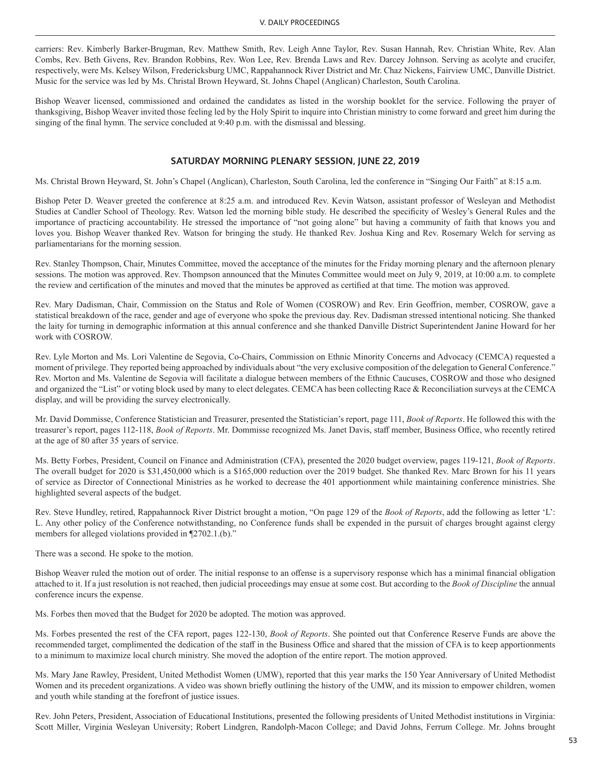carriers: Rev. Kimberly Barker-Brugman, Rev. Matthew Smith, Rev. Leigh Anne Taylor, Rev. Susan Hannah, Rev. Christian White, Rev. Alan Combs, Rev. Beth Givens, Rev. Brandon Robbins, Rev. Won Lee, Rev. Brenda Laws and Rev. Darcey Johnson. Serving as acolyte and crucifer, respectively, were Ms. Kelsey Wilson, Fredericksburg UMC, Rappahannock River District and Mr. Chaz Nickens, Fairview UMC, Danville District. Music for the service was led by Ms. Christal Brown Heyward, St. Johns Chapel (Anglican) Charleston, South Carolina.

Bishop Weaver licensed, commissioned and ordained the candidates as listed in the worship booklet for the service. Following the prayer of thanksgiving, Bishop Weaver invited those feeling led by the Holy Spirit to inquire into Christian ministry to come forward and greet him during the singing of the final hymn. The service concluded at 9:40 p.m. with the dismissal and blessing.

## SATURDAY MORNING PLENARY SESSION, JUNE 22, 2019

Ms. Christal Brown Heyward, St. John's Chapel (Anglican), Charleston, South Carolina, led the conference in "Singing Our Faith" at 8:15 a.m.

Bishop Peter D. Weaver greeted the conference at 8:25 a.m. and introduced Rev. Kevin Watson, assistant professor of Wesleyan and Methodist Studies at Candler School of Theology. Rev. Watson led the morning bible study. He described the specificity of Wesley's General Rules and the importance of practicing accountability. He stressed the importance of "not going alone" but having a community of faith that knows you and loves you. Bishop Weaver thanked Rev. Watson for bringing the study. He thanked Rev. Joshua King and Rev. Rosemary Welch for serving as parliamentarians for the morning session.

Rev. Stanley Thompson, Chair, Minutes Committee, moved the acceptance of the minutes for the Friday morning plenary and the afternoon plenary sessions. The motion was approved. Rev. Thompson announced that the Minutes Committee would meet on July 9, 2019, at 10:00 a.m. to complete the review and certification of the minutes and moved that the minutes be approved as certified at that time. The motion was approved.

Rev. Mary Dadisman, Chair, Commission on the Status and Role of Women (COSROW) and Rev. Erin Geoffrion, member, COSROW, gave a statistical breakdown of the race, gender and age of everyone who spoke the previous day. Rev. Dadisman stressed intentional noticing. She thanked the laity for turning in demographic information at this annual conference and she thanked Danville District Superintendent Janine Howard for her work with COSROW.

Rev. Lyle Morton and Ms. Lori Valentine de Segovia, Co-Chairs, Commission on Ethnic Minority Concerns and Advocacy (CEMCA) requested a moment of privilege. They reported being approached by individuals about "the very exclusive composition of the delegation to General Conference." Rev. Morton and Ms. Valentine de Segovia will facilitate a dialogue between members of the Ethnic Caucuses, COSROW and those who designed and organized the "List" or voting block used by many to elect delegates. CEMCA has been collecting Race & Reconciliation surveys at the CEMCA display, and will be providing the survey electronically.

Mr. David Dommisse, Conference Statistician and Treasurer, presented the Statistician's report, page 111, *Book of Reports*. He followed this with the treasurer's report, pages 112-118, *Book of Reports*. Mr. Dommisse recognized Ms. Janet Davis, staff member, Business Office, who recently retired at the age of 80 after 35 years of service.

Ms. Betty Forbes, President, Council on Finance and Administration (CFA), presented the 2020 budget overview, pages 119-121, *Book of Reports*. The overall budget for 2020 is $31,450,000 which is a $165,000 reduction over the 2019 budget. She thanked Rev. Marc Brown for his 11 years of service as Director of Connectional Ministries as he worked to decrease the 401 apportionment while maintaining conference ministries. She highlighted several aspects of the budget.

Rev. Steve Hundley, retired, Rappahannock River District brought a motion, "On page 129 of the *Book of Reports*, add the following as letter 'L': L. Any other policy of the Conference notwithstanding, no Conference funds shall be expended in the pursuit of charges brought against clergy members for alleged violations provided in ¶2702.1.(b)."

There was a second. He spoke to the motion.

Bishop Weaver ruled the motion out of order. The initial response to an offense is a supervisory response which has a minimal financial obligation attached to it. If a just resolution is not reached, then judicial proceedings may ensue at some cost. But according to the *Book of Discipline* the annual conference incurs the expense.

Ms. Forbes then moved that the Budget for 2020 be adopted. The motion was approved.

Ms. Forbes presented the rest of the CFA report, pages 122-130, *Book of Reports*. She pointed out that Conference Reserve Funds are above the recommended target, complimented the dedication of the staff in the Business Office and shared that the mission of CFA is to keep apportionments to a minimum to maximize local church ministry. She moved the adoption of the entire report. The motion approved.

Ms. Mary Jane Rawley, President, United Methodist Women (UMW), reported that this year marks the 150 Year Anniversary of United Methodist Women and its precedent organizations. A video was shown briefly outlining the history of the UMW, and its mission to empower children, women and youth while standing at the forefront of justice issues.

Rev. John Peters, President, Association of Educational Institutions, presented the following presidents of United Methodist institutions in Virginia: Scott Miller, Virginia Wesleyan University; Robert Lindgren, Randolph-Macon College; and David Johns, Ferrum College. Mr. Johns brought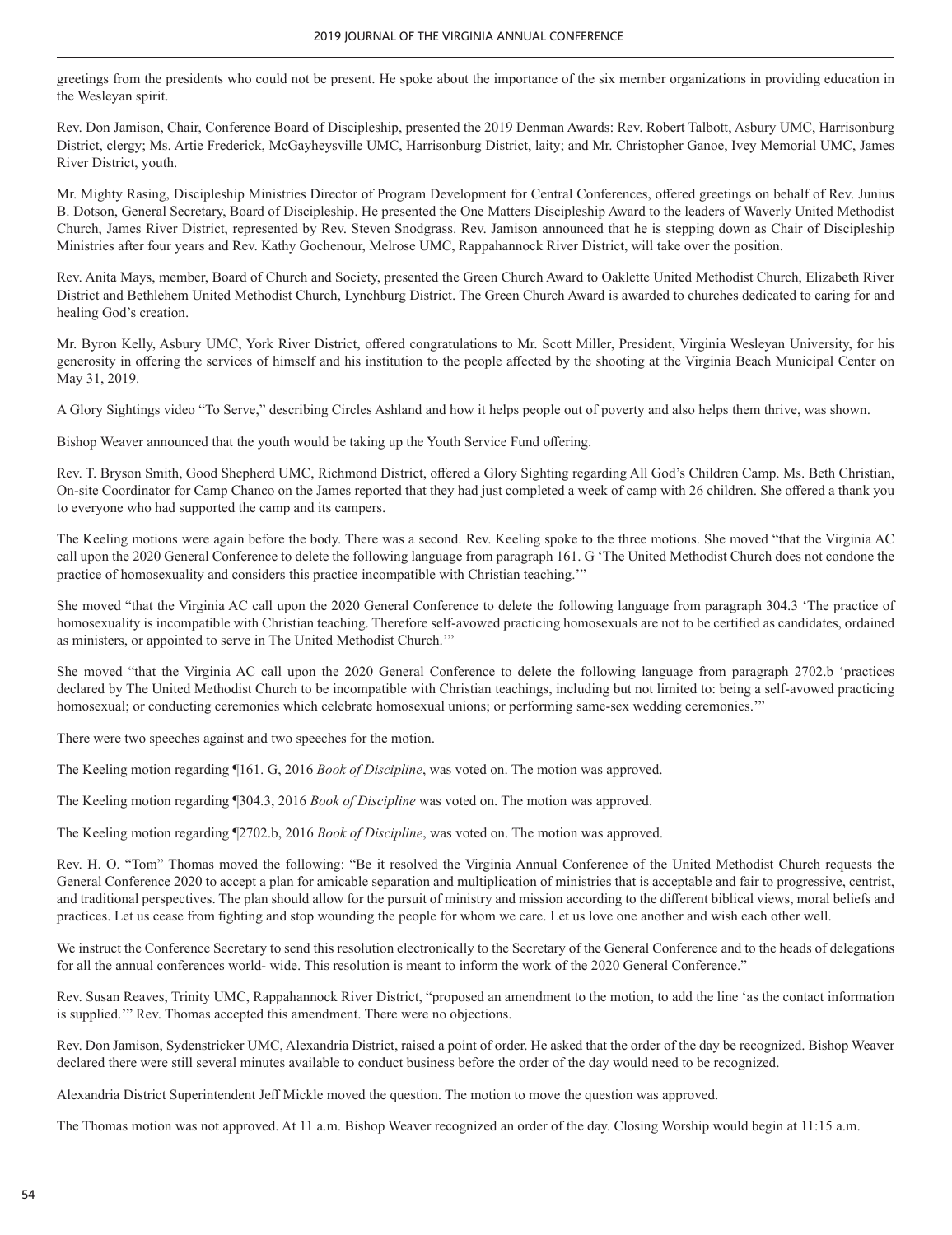greetings from the presidents who could not be present. He spoke about the importance of the six member organizations in providing education in the Wesleyan spirit.

Rev. Don Jamison, Chair, Conference Board of Discipleship, presented the 2019 Denman Awards: Rev. Robert Talbott, Asbury UMC, Harrisonburg District, clergy; Ms. Artie Frederick, McGayheysville UMC, Harrisonburg District, laity; and Mr. Christopher Ganoe, Ivey Memorial UMC, James River District, youth.

Mr. Mighty Rasing, Discipleship Ministries Director of Program Development for Central Conferences, offered greetings on behalf of Rev. Junius B. Dotson, General Secretary, Board of Discipleship. He presented the One Matters Discipleship Award to the leaders of Waverly United Methodist Church, James River District, represented by Rev. Steven Snodgrass. Rev. Jamison announced that he is stepping down as Chair of Discipleship Ministries after four years and Rev. Kathy Gochenour, Melrose UMC, Rappahannock River District, will take over the position.

Rev. Anita Mays, member, Board of Church and Society, presented the Green Church Award to Oaklette United Methodist Church, Elizabeth River District and Bethlehem United Methodist Church, Lynchburg District. The Green Church Award is awarded to churches dedicated to caring for and healing God's creation.

Mr. Byron Kelly, Asbury UMC, York River District, offered congratulations to Mr. Scott Miller, President, Virginia Wesleyan University, for his generosity in offering the services of himself and his institution to the people affected by the shooting at the Virginia Beach Municipal Center on May 31, 2019.

A Glory Sightings video "To Serve," describing Circles Ashland and how it helps people out of poverty and also helps them thrive, was shown.

Bishop Weaver announced that the youth would be taking up the Youth Service Fund offering.

Rev. T. Bryson Smith, Good Shepherd UMC, Richmond District, offered a Glory Sighting regarding All God's Children Camp. Ms. Beth Christian, On-site Coordinator for Camp Chanco on the James reported that they had just completed a week of camp with 26 children. She offered a thank you to everyone who had supported the camp and its campers.

The Keeling motions were again before the body. There was a second. Rev. Keeling spoke to the three motions. She moved "that the Virginia AC call upon the 2020 General Conference to delete the following language from paragraph 161. G 'The United Methodist Church does not condone the practice of homosexuality and considers this practice incompatible with Christian teaching.'"

She moved "that the Virginia AC call upon the 2020 General Conference to delete the following language from paragraph 304.3 'The practice of homosexuality is incompatible with Christian teaching. Therefore self-avowed practicing homosexuals are not to be certified as candidates, ordained as ministers, or appointed to serve in The United Methodist Church.'"

She moved "that the Virginia AC call upon the 2020 General Conference to delete the following language from paragraph 2702.b 'practices declared by The United Methodist Church to be incompatible with Christian teachings, including but not limited to: being a self-avowed practicing homosexual; or conducting ceremonies which celebrate homosexual unions; or performing same-sex wedding ceremonies.'"

There were two speeches against and two speeches for the motion.

The Keeling motion regarding ¶161. G, 2016 *Book of Discipline*, was voted on. The motion was approved.

The Keeling motion regarding ¶304.3, 2016 *Book of Discipline* was voted on. The motion was approved.

The Keeling motion regarding ¶2702.b, 2016 *Book of Discipline*, was voted on. The motion was approved.

Rev. H. O. "Tom" Thomas moved the following: "Be it resolved the Virginia Annual Conference of the United Methodist Church requests the General Conference 2020 to accept a plan for amicable separation and multiplication of ministries that is acceptable and fair to progressive, centrist, and traditional perspectives. The plan should allow for the pursuit of ministry and mission according to the different biblical views, moral beliefs and practices. Let us cease from fighting and stop wounding the people for whom we care. Let us love one another and wish each other well.

We instruct the Conference Secretary to send this resolution electronically to the Secretary of the General Conference and to the heads of delegations for all the annual conferences world- wide. This resolution is meant to inform the work of the 2020 General Conference."

Rev. Susan Reaves, Trinity UMC, Rappahannock River District, "proposed an amendment to the motion, to add the line 'as the contact information is supplied.'" Rev. Thomas accepted this amendment. There were no objections.

Rev. Don Jamison, Sydenstricker UMC, Alexandria District, raised a point of order. He asked that the order of the day be recognized. Bishop Weaver declared there were still several minutes available to conduct business before the order of the day would need to be recognized.

Alexandria District Superintendent Jeff Mickle moved the question. The motion to move the question was approved.

The Thomas motion was not approved. At 11 a.m. Bishop Weaver recognized an order of the day. Closing Worship would begin at 11:15 a.m.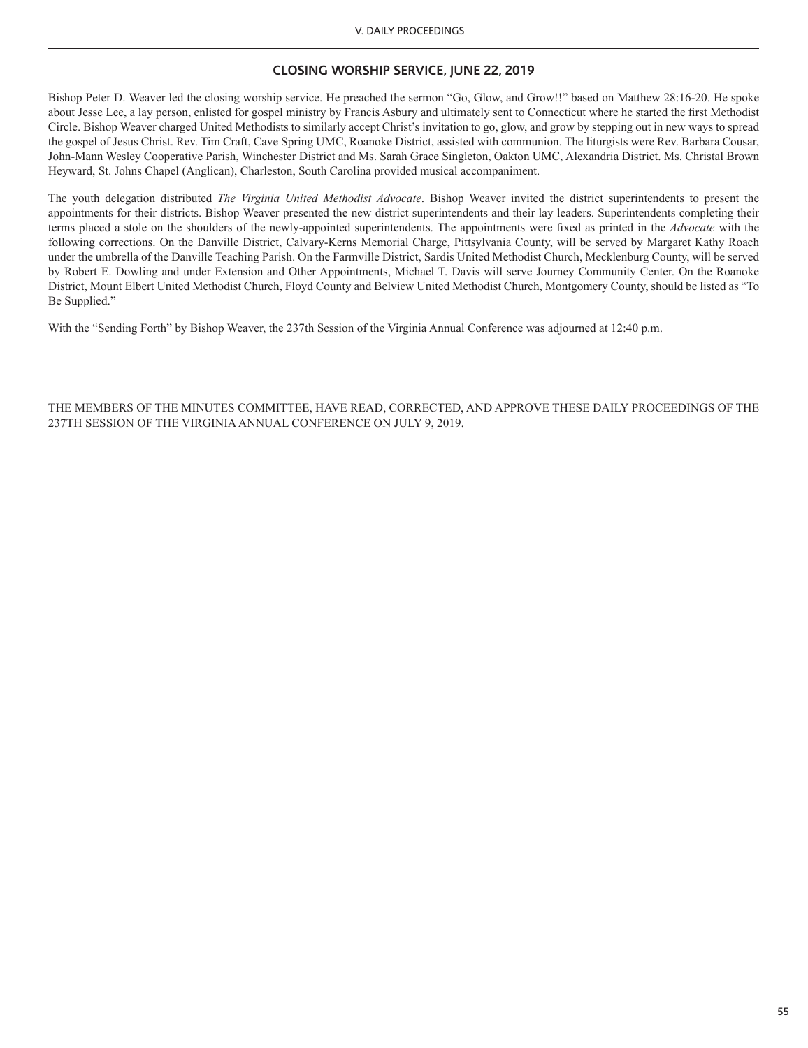## CLOSING WORSHIP SERVICE, JUNE 22, 2019

Bishop Peter D. Weaver led the closing worship service. He preached the sermon "Go, Glow, and Grow!!" based on Matthew 28:16-20. He spoke about Jesse Lee, a lay person, enlisted for gospel ministry by Francis Asbury and ultimately sent to Connecticut where he started the first Methodist Circle. Bishop Weaver charged United Methodists to similarly accept Christ's invitation to go, glow, and grow by stepping out in new ways to spread the gospel of Jesus Christ. Rev. Tim Craft, Cave Spring UMC, Roanoke District, assisted with communion. The liturgists were Rev. Barbara Cousar, John-Mann Wesley Cooperative Parish, Winchester District and Ms. Sarah Grace Singleton, Oakton UMC, Alexandria District. Ms. Christal Brown Heyward, St. Johns Chapel (Anglican), Charleston, South Carolina provided musical accompaniment.

The youth delegation distributed *The Virginia United Methodist Advocate*. Bishop Weaver invited the district superintendents to present the appointments for their districts. Bishop Weaver presented the new district superintendents and their lay leaders. Superintendents completing their terms placed a stole on the shoulders of the newly-appointed superintendents. The appointments were fixed as printed in the *Advocate* with the following corrections. On the Danville District, Calvary-Kerns Memorial Charge, Pittsylvania County, will be served by Margaret Kathy Roach under the umbrella of the Danville Teaching Parish. On the Farmville District, Sardis United Methodist Church, Mecklenburg County, will be served by Robert E. Dowling and under Extension and Other Appointments, Michael T. Davis will serve Journey Community Center. On the Roanoke District, Mount Elbert United Methodist Church, Floyd County and Belview United Methodist Church, Montgomery County, should be listed as "To Be Supplied."

With the "Sending Forth" by Bishop Weaver, the 237th Session of the Virginia Annual Conference was adjourned at 12:40 p.m.

THE MEMBERS OF THE MINUTES COMMITTEE, HAVE READ, CORRECTED, AND APPROVE THESE DAILY PROCEEDINGS OF THE 237TH SESSION OF THE VIRGINIA ANNUAL CONFERENCE ON JULY 9, 2019.